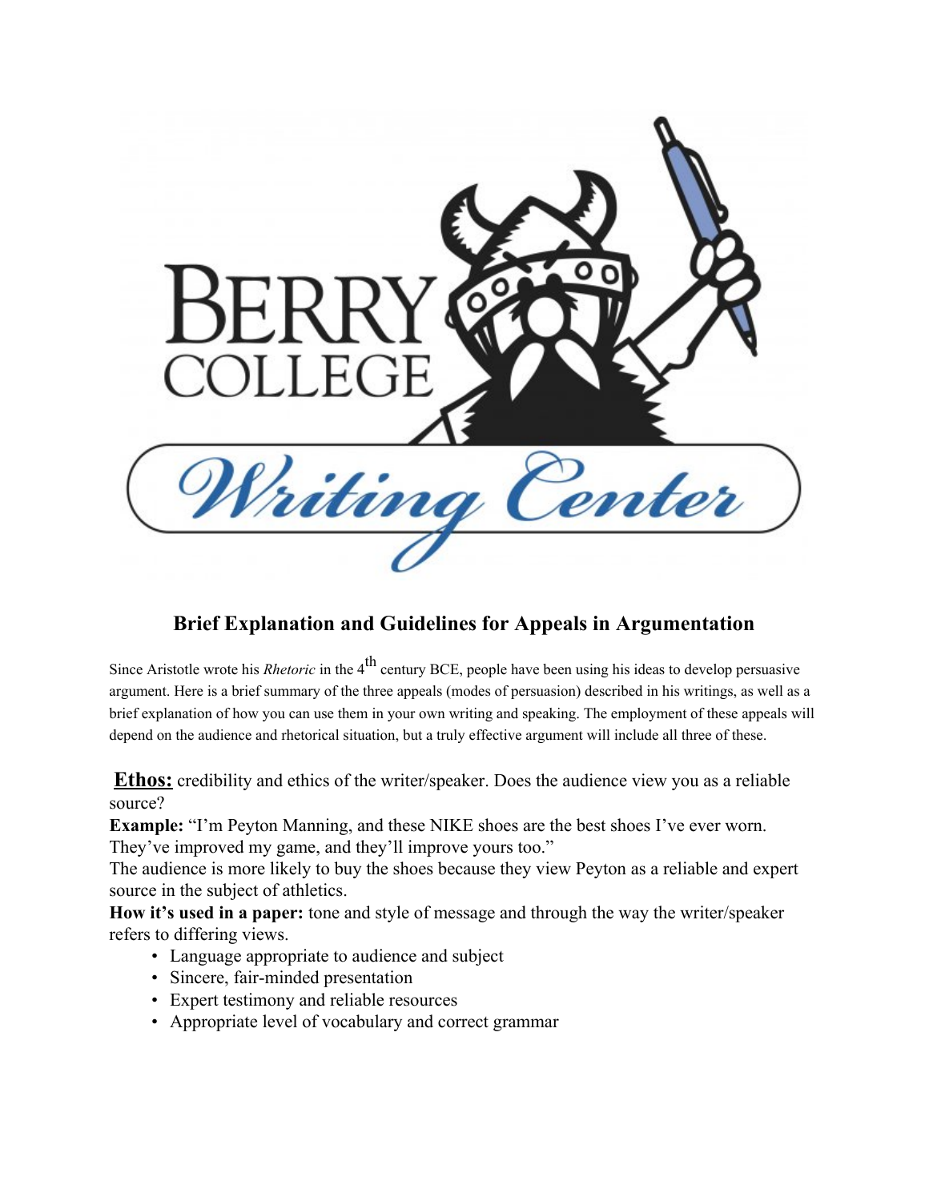# Brief Explanation and Guidelines for Appeals in Argumentation

Since Aristotle wrote his *Rhetoric* in the $4^{th}$ century BCE, people have been using his ideas to develop persuasive argument. Here is a brief summary of the three appeals (modes of persuasion) described in his writings, as well as a brief explanation of how you can use them in your own writing and speaking. The employment of these appeals will depend on the audience and rhetorical situation, but a truly effective argument will include all three of these.

**Ethos:** credibility and ethics of the writer/speaker. Does the audience view you as a reliable source?

**Example:** "I'm Peyton Manning, and these NIKE shoes are the best shoes I've ever worn. They've improved my game, and they'll improve yours too."

The audience is more likely to buy the shoes because they view Peyton as a reliable and expert source in the subject of athletics.

**How it's used in a paper:** tone and style of message and through the way the writer/speaker refers to differing views.

- Language appropriate to audience and subject
- Sincere, fair-minded presentation
- Expert testimony and reliable resources
- Appropriate level of vocabulary and correct grammar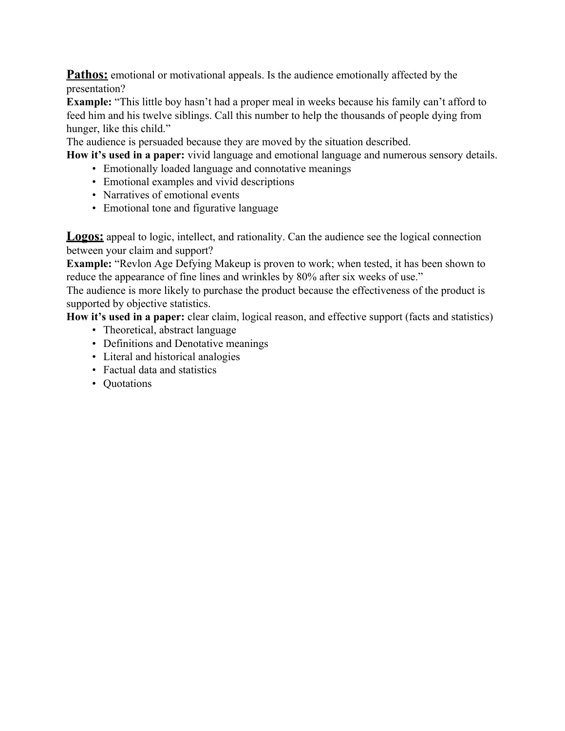**<u>Pathos:</u>** emotional or motivational appeals. Is the audience emotionally affected by the presentation?

**Example:** "This little boy hasn't had a proper meal in weeks because his family can't afford to feed him and his twelve siblings. Call this number to help the thousands of people dying from hunger, like this child."

The audience is persuaded because they are moved by the situation described.

**How it's used in a paper:** vivid language and emotional language and numerous sensory details.

- Emotionally loaded language and connotative meanings
- Emotional examples and vivid descriptions
- Narratives of emotional events
- Emotional tone and figurative language

**<u>Logos:</u>** appeal to logic, intellect, and rationality. Can the audience see the logical connection between your claim and support?

**Example:** "Revlon Age Defying Makeup is proven to work; when tested, it has been shown to reduce the appearance of fine lines and wrinkles by 80% after six weeks of use."

The audience is more likely to purchase the product because the effectiveness of the product is supported by objective statistics.

**How it's used in a paper:** clear claim, logical reason, and effective support (facts and statistics)

- Theoretical, abstract language
- Definitions and Denotative meanings
- Literal and historical analogies
- Factual data and statistics
- Quotations